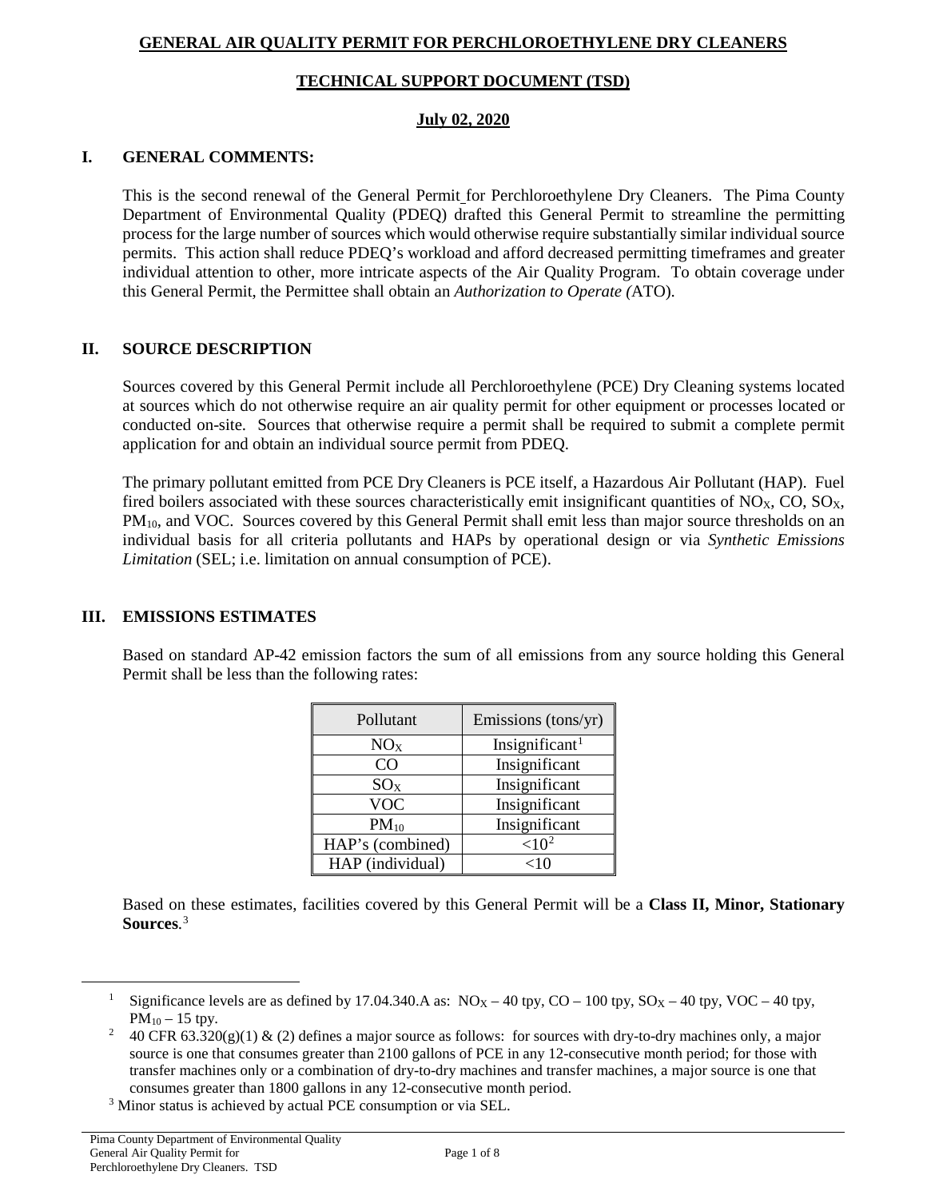# GENERAL AIR QUALITY PERMIT FOR PERCHLOROETHYLENE DRY CLEANERS

## TECHNICAL SUPPORT DOCUMENT (TSD)

**July 02, 2020**

## I. GENERAL COMMENTS:

This is the second renewal of the General Permit for Perchloroethylene Dry Cleaners. The Pima County Department of Environmental Quality (PDEQ) drafted this General Permit to streamline the permitting process for the large number of sources which would otherwise require substantially similar individual source permits. This action shall reduce PDEQ's workload and afford decreased permitting timeframes and greater individual attention to other, more intricate aspects of the Air Quality Program. To obtain coverage under this General Permit, the Permittee shall obtain an *Authorization to Operate (*ATO).

## II. SOURCE DESCRIPTION

Sources covered by this General Permit include all Perchloroethylene (PCE) Dry Cleaning systems located at sources which do not otherwise require an air quality permit for other equipment or processes located or conducted on-site. Sources that otherwise require a permit shall be required to submit a complete permit application for and obtain an individual source permit from PDEQ.

The primary pollutant emitted from PCE Dry Cleaners is PCE itself, a Hazardous Air Pollutant (HAP). Fuel fired boilers associated with these sources characteristically emit insignificant quantities of $NO_X$, CO, $SO_X$, $PM_{10}$, and VOC. Sources covered by this General Permit shall emit less than major source thresholds on an individual basis for all criteria pollutants and HAPs by operational design or via *Synthetic Emissions Limitation* (SEL; i.e. limitation on annual consumption of PCE).

## III. EMISSIONS ESTIMATES

Based on standard AP-42 emission factors the sum of all emissions from any source holding this General Permit shall be less than the following rates:

| Pollutant | Emissions (tons/yr) |
|---|---|
| $NO_X$ | Insignificant[1] |
| CO | Insignificant |
| $SO_X$ | Insignificant |
| VOC | Insignificant |
| $PM_{10}$ | Insignificant |
| HAP's (combined) | <10[2] |
| HAP (individual) | <10 |

Based on these estimates, facilities covered by this General Permit will be a **Class II, Minor, Stationary Sources**.[3]

---

[1] Significance levels are as defined by 17.04.340.A as: $NO_X$ – 40 tpy, CO – 100 tpy, $SO_X$ – 40 tpy, VOC – 40 tpy, $PM_{10}$ – 15 tpy.

[2] 40 CFR 63.320(g)(1) & (2) defines a major source as follows: for sources with dry-to-dry machines only, a major source is one that consumes greater than 2100 gallons of PCE in any 12-consecutive month period; for those with transfer machines only or a combination of dry-to-dry machines and transfer machines, a major source is one that consumes greater than 1800 gallons in any 12-consecutive month period.

[3] Minor status is achieved by actual PCE consumption or via SEL.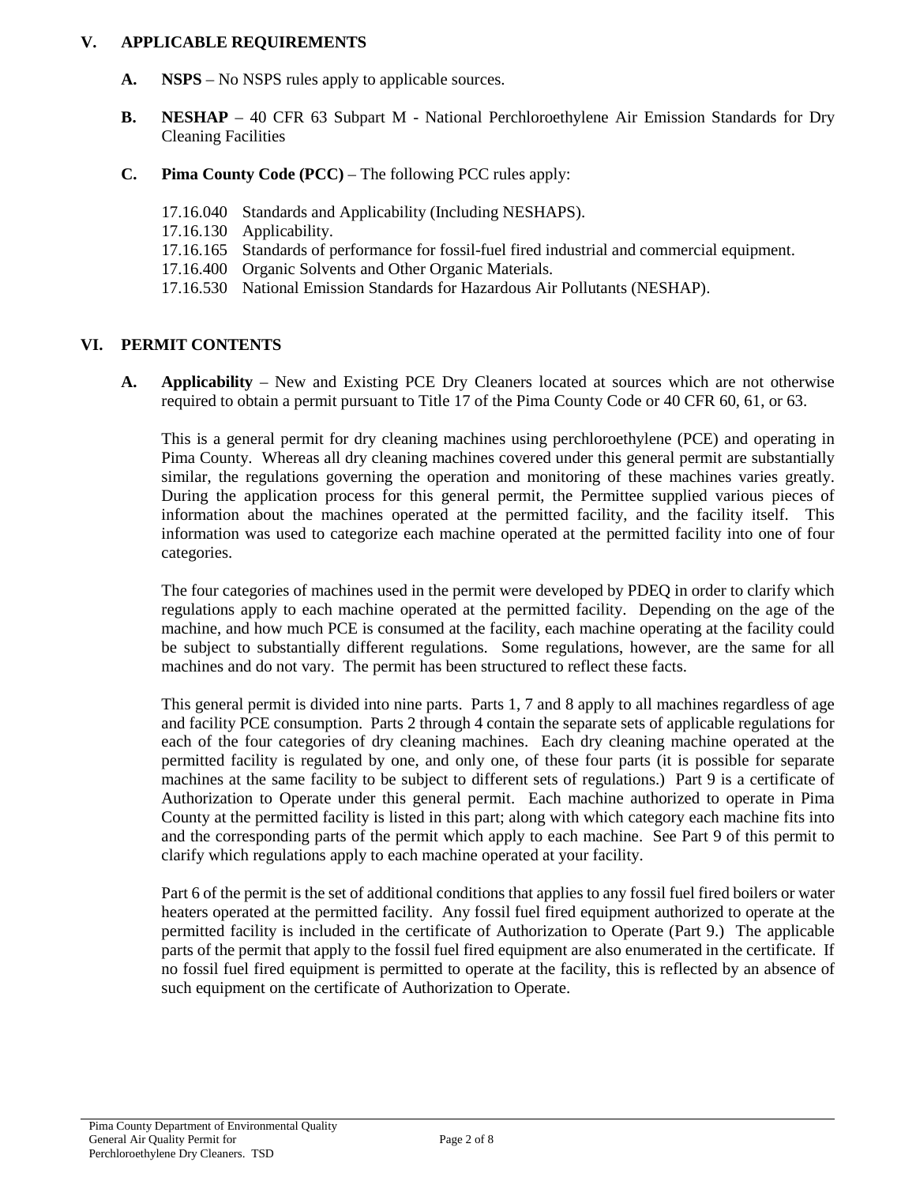## V. APPLICABLE REQUIREMENTS

**A. NSPS** – No NSPS rules apply to applicable sources.

**B. NESHAP** – 40 CFR 63 Subpart M - National Perchloroethylene Air Emission Standards for Dry Cleaning Facilities

**C. Pima County Code (PCC)** – The following PCC rules apply:

17.16.040 Standards and Applicability (Including NESHAPS).
17.16.130 Applicability.
17.16.165 Standards of performance for fossil-fuel fired industrial and commercial equipment.
17.16.400 Organic Solvents and Other Organic Materials.
17.16.530 National Emission Standards for Hazardous Air Pollutants (NESHAP).

## VI. PERMIT CONTENTS

**A. Applicability** – New and Existing PCE Dry Cleaners located at sources which are not otherwise required to obtain a permit pursuant to Title 17 of the Pima County Code or 40 CFR 60, 61, or 63.

This is a general permit for dry cleaning machines using perchloroethylene (PCE) and operating in Pima County. Whereas all dry cleaning machines covered under this general permit are substantially similar, the regulations governing the operation and monitoring of these machines varies greatly. During the application process for this general permit, the Permittee supplied various pieces of information about the machines operated at the permitted facility, and the facility itself. This information was used to categorize each machine operated at the permitted facility into one of four categories.

The four categories of machines used in the permit were developed by PDEQ in order to clarify which regulations apply to each machine operated at the permitted facility. Depending on the age of the machine, and how much PCE is consumed at the facility, each machine operating at the facility could be subject to substantially different regulations. Some regulations, however, are the same for all machines and do not vary. The permit has been structured to reflect these facts.

This general permit is divided into nine parts. Parts 1, 7 and 8 apply to all machines regardless of age and facility PCE consumption. Parts 2 through 4 contain the separate sets of applicable regulations for each of the four categories of dry cleaning machines. Each dry cleaning machine operated at the permitted facility is regulated by one, and only one, of these four parts (it is possible for separate machines at the same facility to be subject to different sets of regulations.) Part 9 is a certificate of Authorization to Operate under this general permit. Each machine authorized to operate in Pima County at the permitted facility is listed in this part; along with which category each machine fits into and the corresponding parts of the permit which apply to each machine. See Part 9 of this permit to clarify which regulations apply to each machine operated at your facility.

Part 6 of the permit is the set of additional conditions that applies to any fossil fuel fired boilers or water heaters operated at the permitted facility. Any fossil fuel fired equipment authorized to operate at the permitted facility is included in the certificate of Authorization to Operate (Part 9.) The applicable parts of the permit that apply to the fossil fuel fired equipment are also enumerated in the certificate. If no fossil fuel fired equipment is permitted to operate at the facility, this is reflected by an absence of such equipment on the certificate of Authorization to Operate.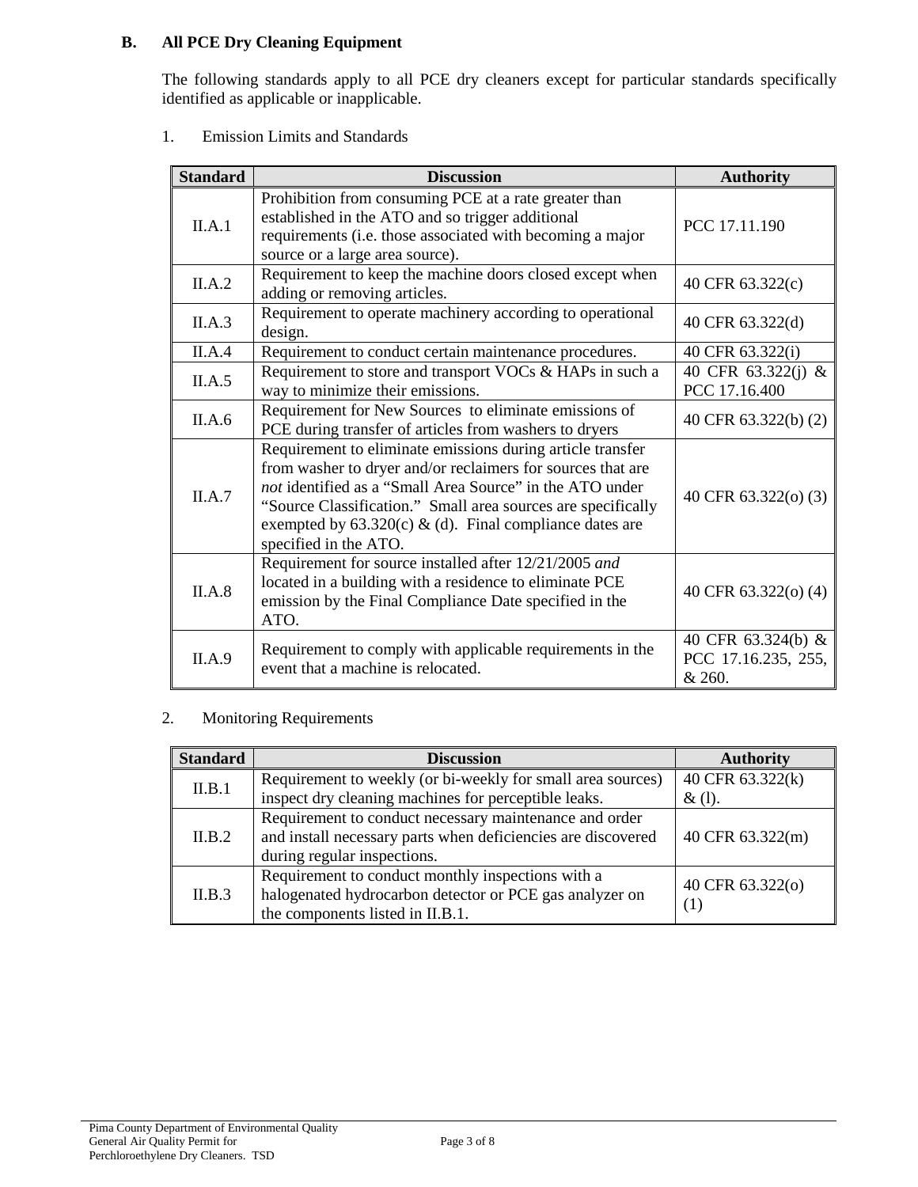### B. All PCE Dry Cleaning Equipment

The following standards apply to all PCE dry cleaners except for particular standards specifically identified as applicable or inapplicable.

1. Emission Limits and Standards

| Standard | Discussion | Authority |
|---|---|---|
| II.A.1 | Prohibition from consuming PCE at a rate greater than established in the ATO and so trigger additional requirements (i.e. those associated with becoming a major source or a large area source). | PCC 17.11.190 |
| II.A.2 | Requirement to keep the machine doors closed except when adding or removing articles. | 40 CFR 63.322(c) |
| II.A.3 | Requirement to operate machinery according to operational design. | 40 CFR 63.322(d) |
| II.A.4 | Requirement to conduct certain maintenance procedures. | 40 CFR 63.322(i) |
| II.A.5 | Requirement to store and transport VOCs & HAPs in such a way to minimize their emissions. | 40 CFR 63.322(j) & PCC 17.16.400 |
| II.A.6 | Requirement for New Sources to eliminate emissions of PCE during transfer of articles from washers to dryers | 40 CFR 63.322(b) (2) |
| II.A.7 | Requirement to eliminate emissions during article transfer from washer to dryer and/or reclaimers for sources that are *not* identified as a "Small Area Source" in the ATO under "Source Classification." Small area sources are specifically exempted by 63.320(c) & (d). Final compliance dates are specified in the ATO. | 40 CFR 63.322(o) (3) |
| II.A.8 | Requirement for source installed after 12/21/2005 *and* located in a building with a residence to eliminate PCE emission by the Final Compliance Date specified in the ATO. | 40 CFR 63.322(o) (4) |
| II.A.9 | Requirement to comply with applicable requirements in the event that a machine is relocated. | 40 CFR 63.324(b) & PCC 17.16.235, 255, & 260. |

2. Monitoring Requirements

| Standard | Discussion | Authority |
|---|---|---|
| II.B.1 | Requirement to weekly (or bi-weekly for small area sources) inspect dry cleaning machines for perceptible leaks. | 40 CFR 63.322(k) & (l). |
| II.B.2 | Requirement to conduct necessary maintenance and order and install necessary parts when deficiencies are discovered during regular inspections. | 40 CFR 63.322(m) |
| II.B.3 | Requirement to conduct monthly inspections with a halogenated hydrocarbon detector or PCE gas analyzer on the components listed in II.B.1. | 40 CFR 63.322(o) (1) |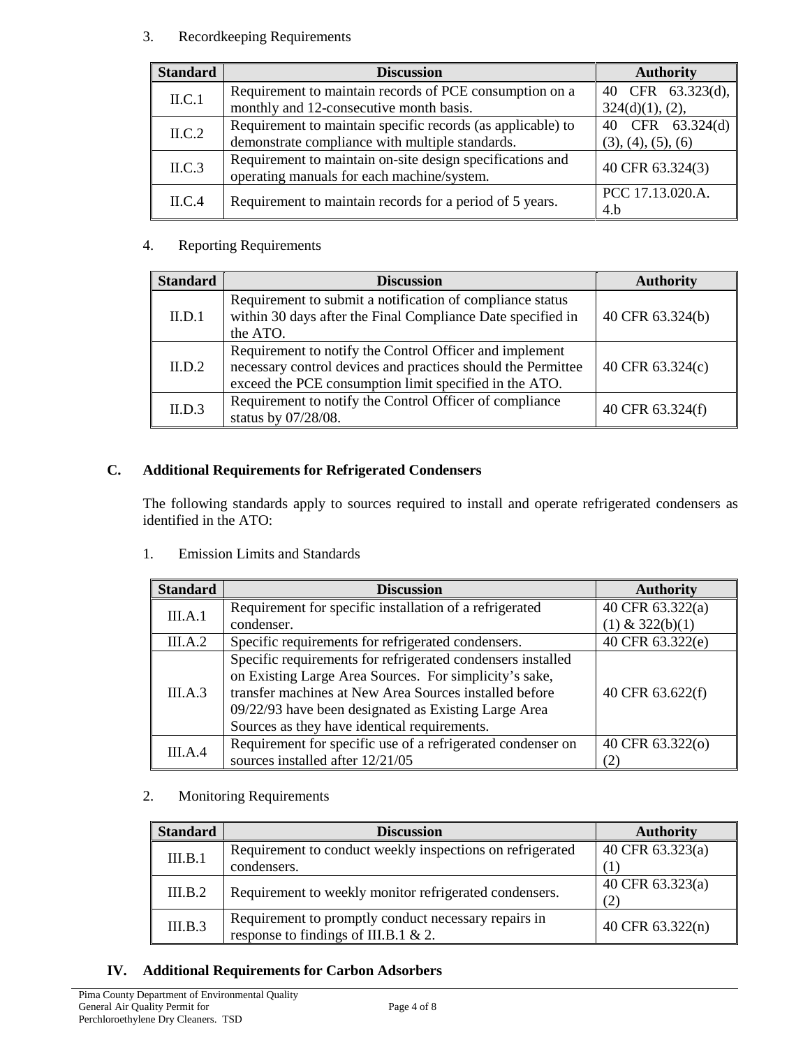3. Recordkeeping Requirements

| Standard | Discussion | Authority |
|---|---|---|
| II.C.1 | Requirement to maintain records of PCE consumption on a monthly and 12-consecutive month basis. | 40 CFR 63.323(d), 324(d)(1), (2), |
| II.C.2 | Requirement to maintain specific records (as applicable) to demonstrate compliance with multiple standards. | 40 CFR 63.324(d) (3), (4), (5), (6) |
| II.C.3 | Requirement to maintain on-site design specifications and operating manuals for each machine/system. | 40 CFR 63.324(3) |
| II.C.4 | Requirement to maintain records for a period of 5 years. | PCC 17.13.020.A. 4.b |

4. Reporting Requirements

| Standard | Discussion | Authority |
|---|---|---|
| II.D.1 | Requirement to submit a notification of compliance status within 30 days after the Final Compliance Date specified in the ATO. | 40 CFR 63.324(b) |
| II.D.2 | Requirement to notify the Control Officer and implement necessary control devices and practices should the Permittee exceed the PCE consumption limit specified in the ATO. | 40 CFR 63.324(c) |
| II.D.3 | Requirement to notify the Control Officer of compliance status by 07/28/08. | 40 CFR 63.324(f) |

## C. Additional Requirements for Refrigerated Condensers

The following standards apply to sources required to install and operate refrigerated condensers as identified in the ATO:

1. Emission Limits and Standards

| Standard | Discussion | Authority |
|---|---|---|
| III.A.1 | Requirement for specific installation of a refrigerated condenser. | 40 CFR 63.322(a) (1) & 322(b)(1) |
| III.A.2 | Specific requirements for refrigerated condensers. | 40 CFR 63.322(e) |
| III.A.3 | Specific requirements for refrigerated condensers installed on Existing Large Area Sources. For simplicity's sake, transfer machines at New Area Sources installed before 09/22/93 have been designated as Existing Large Area Sources as they have identical requirements. | 40 CFR 63.622(f) |
| III.A.4 | Requirement for specific use of a refrigerated condenser on sources installed after 12/21/05 | 40 CFR 63.322(o) (2) |

2. Monitoring Requirements

| Standard | Discussion | Authority |
|---|---|---|
| III.B.1 | Requirement to conduct weekly inspections on refrigerated condensers. | 40 CFR 63.323(a) (1) |
| III.B.2 | Requirement to weekly monitor refrigerated condensers. | 40 CFR 63.323(a) (2) |
| III.B.3 | Requirement to promptly conduct necessary repairs in response to findings of III.B.1 & 2. | 40 CFR 63.322(n) |

## IV. Additional Requirements for Carbon Adsorbers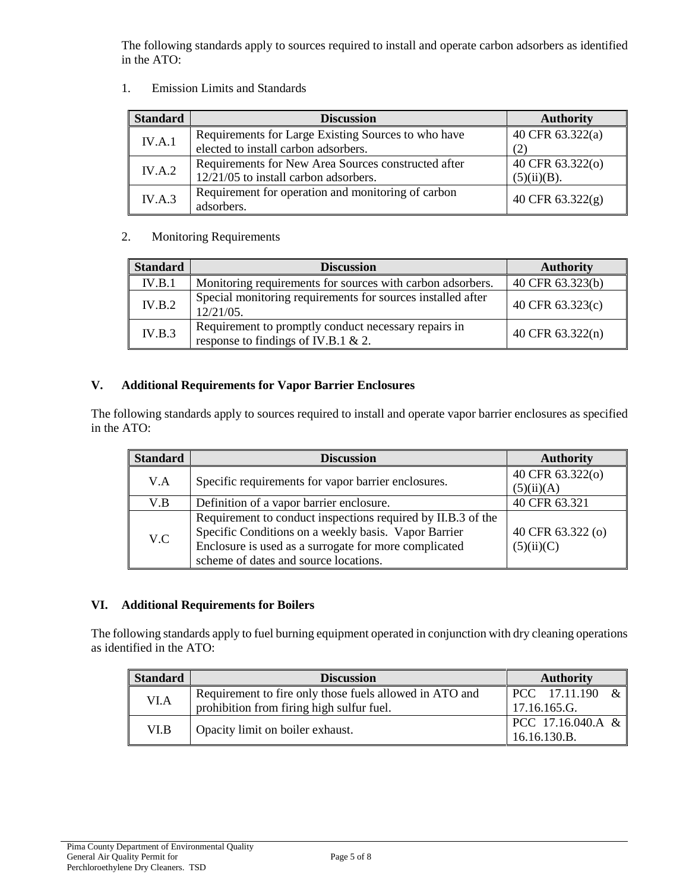The following standards apply to sources required to install and operate carbon adsorbers as identified in the ATO:

1. Emission Limits and Standards

| Standard | Discussion | Authority |
|---|---|---|
| IV.A.1 | Requirements for Large Existing Sources to who have elected to install carbon adsorbers. | 40 CFR 63.322(a)(2) |
| IV.A.2 | Requirements for New Area Sources constructed after 12/21/05 to install carbon adsorbers. | 40 CFR 63.322(o)(5)(ii)(B). |
| IV.A.3 | Requirement for operation and monitoring of carbon adsorbers. | 40 CFR 63.322(g) |

2. Monitoring Requirements

| Standard | Discussion | Authority |
|---|---|---|
| IV.B.1 | Monitoring requirements for sources with carbon adsorbers. | 40 CFR 63.323(b) |
| IV.B.2 | Special monitoring requirements for sources installed after 12/21/05. | 40 CFR 63.323(c) |
| IV.B.3 | Requirement to promptly conduct necessary repairs in response to findings of IV.B.1 & 2. | 40 CFR 63.322(n) |

## V. Additional Requirements for Vapor Barrier Enclosures

The following standards apply to sources required to install and operate vapor barrier enclosures as specified in the ATO:

| Standard | Discussion | Authority |
|---|---|---|
| V.A | Specific requirements for vapor barrier enclosures. | 40 CFR 63.322(o)(5)(ii)(A) |
| V.B | Definition of a vapor barrier enclosure. | 40 CFR 63.321 |
| V.C | Requirement to conduct inspections required by II.B.3 of the Specific Conditions on a weekly basis. Vapor Barrier Enclosure is used as a surrogate for more complicated scheme of dates and source locations. | 40 CFR 63.322 (o)(5)(ii)(C) |

## VI. Additional Requirements for Boilers

The following standards apply to fuel burning equipment operated in conjunction with dry cleaning operations as identified in the ATO:

| Standard | Discussion | Authority |
|---|---|---|
| VI.A | Requirement to fire only those fuels allowed in ATO and prohibition from firing high sulfur fuel. | PCC 17.11.190 & 17.16.165.G. |
| VI.B | Opacity limit on boiler exhaust. | PCC 17.16.040.A & 16.16.130.B. |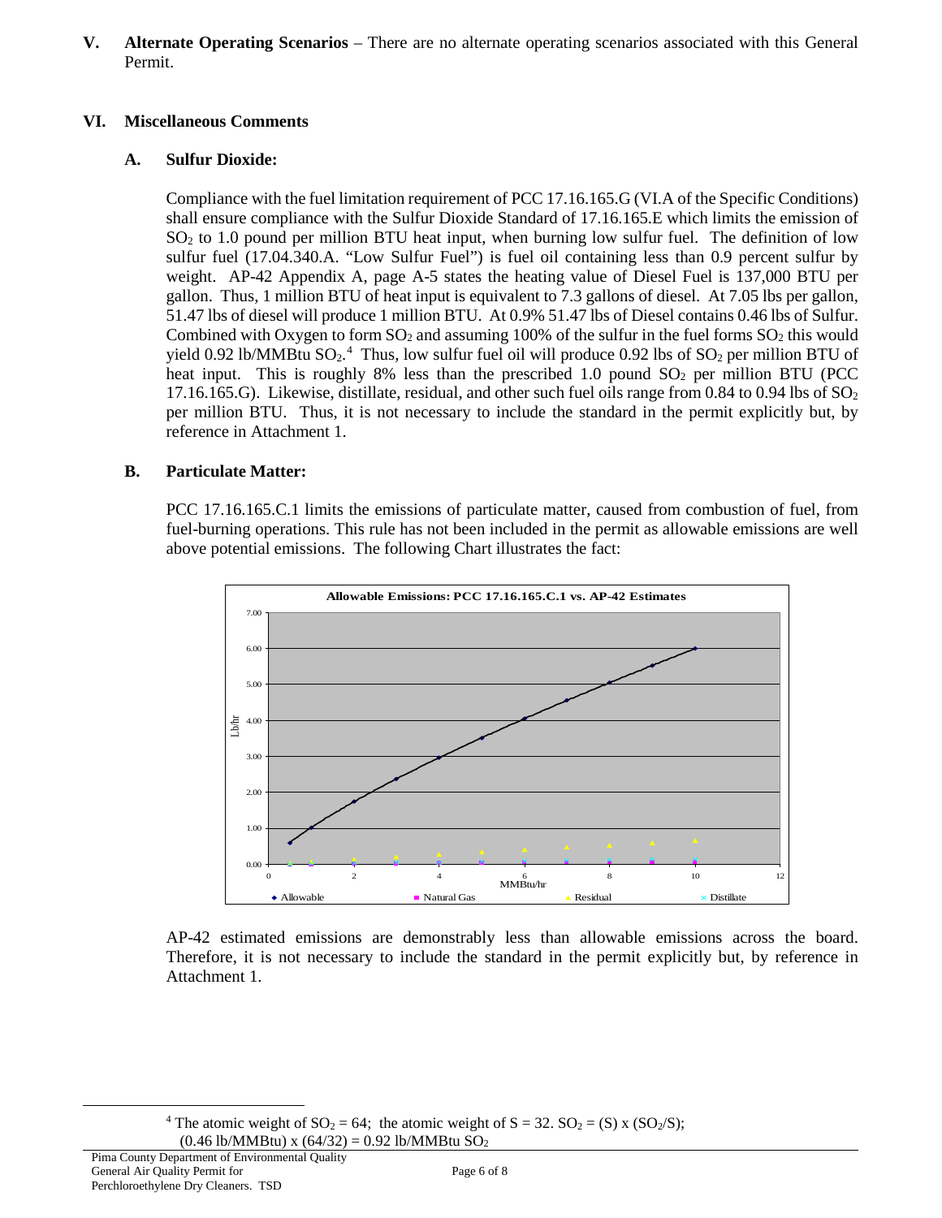**V. Alternate Operating Scenarios** – There are no alternate operating scenarios associated with this General Permit.

## VI. Miscellaneous Comments

### A. Sulfur Dioxide:

Compliance with the fuel limitation requirement of PCC 17.16.165.G (VI.A of the Specific Conditions) shall ensure compliance with the Sulfur Dioxide Standard of 17.16.165.E which limits the emission of $SO_2$ to 1.0 pound per million BTU heat input, when burning low sulfur fuel. The definition of low sulfur fuel (17.04.340.A. "Low Sulfur Fuel") is fuel oil containing less than 0.9 percent sulfur by weight. AP-42 Appendix A, page A-5 states the heating value of Diesel Fuel is 137,000 BTU per gallon. Thus, 1 million BTU of heat input is equivalent to 7.3 gallons of diesel. At 7.05 lbs per gallon, 51.47 lbs of diesel will produce 1 million BTU. At 0.9% 51.47 lbs of Diesel contains 0.46 lbs of Sulfur. Combined with Oxygen to form $SO_2$ and assuming 100% of the sulfur in the fuel forms $SO_2$ this would yield 0.92 lb/MMBtu $SO_2$.[4] Thus, low sulfur fuel oil will produce 0.92 lbs of $SO_2$ per million BTU of heat input. This is roughly 8% less than the prescribed 1.0 pound $SO_2$ per million BTU (PCC 17.16.165.G). Likewise, distillate, residual, and other such fuel oils range from 0.84 to 0.94 lbs of $SO_2$ per million BTU. Thus, it is not necessary to include the standard in the permit explicitly but, by reference in Attachment 1.

### B. Particulate Matter:

PCC 17.16.165.C.1 limits the emissions of particulate matter, caused from combustion of fuel, from fuel-burning operations. This rule has not been included in the permit as allowable emissions are well above potential emissions. The following Chart illustrates the fact:

**Allowable Emissions: PCC 17.16.165.C.1 vs. AP-42 Estimates**

(Chart: Lb/hr vs. MMBtu/hr; series: Allowable, Natural Gas, Residual, Distillate)

AP-42 estimated emissions are demonstrably less than allowable emissions across the board. Therefore, it is not necessary to include the standard in the permit explicitly but, by reference in Attachment 1.

---

[4] The atomic weight of $SO_2$ = 64; the atomic weight of S = 32. $SO_2 = (S) \times (SO_2/S)$; $(0.46 \text{ lb/MMBtu}) \times (64/32) = 0.92 \text{ lb/MMBtu } SO_2$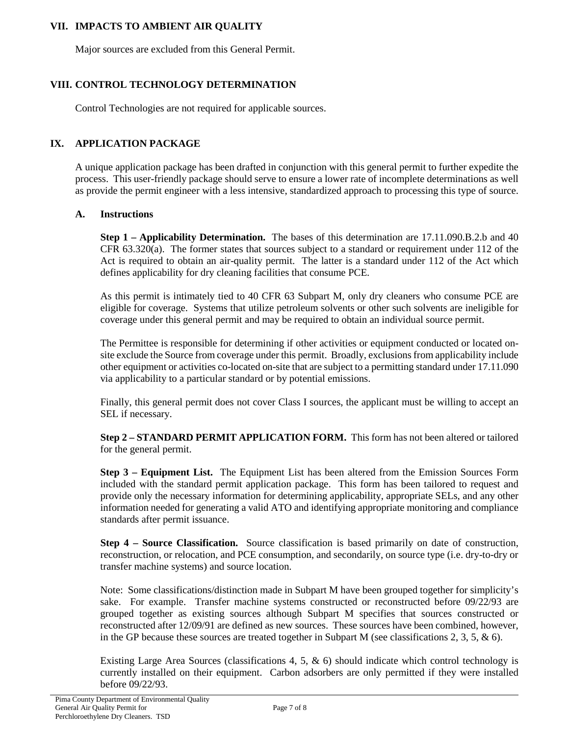## VII. IMPACTS TO AMBIENT AIR QUALITY

Major sources are excluded from this General Permit.

## VIII. CONTROL TECHNOLOGY DETERMINATION

Control Technologies are not required for applicable sources.

## IX. APPLICATION PACKAGE

A unique application package has been drafted in conjunction with this general permit to further expedite the process. This user-friendly package should serve to ensure a lower rate of incomplete determinations as well as provide the permit engineer with a less intensive, standardized approach to processing this type of source.

### A. Instructions

**Step 1 – Applicability Determination.** The bases of this determination are 17.11.090.B.2.b and 40 CFR 63.320(a). The former states that sources subject to a standard or requirement under 112 of the Act is required to obtain an air-quality permit. The latter is a standard under 112 of the Act which defines applicability for dry cleaning facilities that consume PCE.

As this permit is intimately tied to 40 CFR 63 Subpart M, only dry cleaners who consume PCE are eligible for coverage. Systems that utilize petroleum solvents or other such solvents are ineligible for coverage under this general permit and may be required to obtain an individual source permit.

The Permittee is responsible for determining if other activities or equipment conducted or located on-site exclude the Source from coverage under this permit. Broadly, exclusions from applicability include other equipment or activities co-located on-site that are subject to a permitting standard under 17.11.090 via applicability to a particular standard or by potential emissions.

Finally, this general permit does not cover Class I sources, the applicant must be willing to accept an SEL if necessary.

**Step 2 – STANDARD PERMIT APPLICATION FORM.** This form has not been altered or tailored for the general permit.

**Step 3 – Equipment List.** The Equipment List has been altered from the Emission Sources Form included with the standard permit application package. This form has been tailored to request and provide only the necessary information for determining applicability, appropriate SELs, and any other information needed for generating a valid ATO and identifying appropriate monitoring and compliance standards after permit issuance.

**Step 4 – Source Classification.** Source classification is based primarily on date of construction, reconstruction, or relocation, and PCE consumption, and secondarily, on source type (i.e. dry-to-dry or transfer machine systems) and source location.

Note: Some classifications/distinction made in Subpart M have been grouped together for simplicity's sake. For example. Transfer machine systems constructed or reconstructed before 09/22/93 are grouped together as existing sources although Subpart M specifies that sources constructed or reconstructed after 12/09/91 are defined as new sources. These sources have been combined, however, in the GP because these sources are treated together in Subpart M (see classifications 2, 3, 5, & 6).

Existing Large Area Sources (classifications 4, 5, & 6) should indicate which control technology is currently installed on their equipment. Carbon adsorbers are only permitted if they were installed before 09/22/93.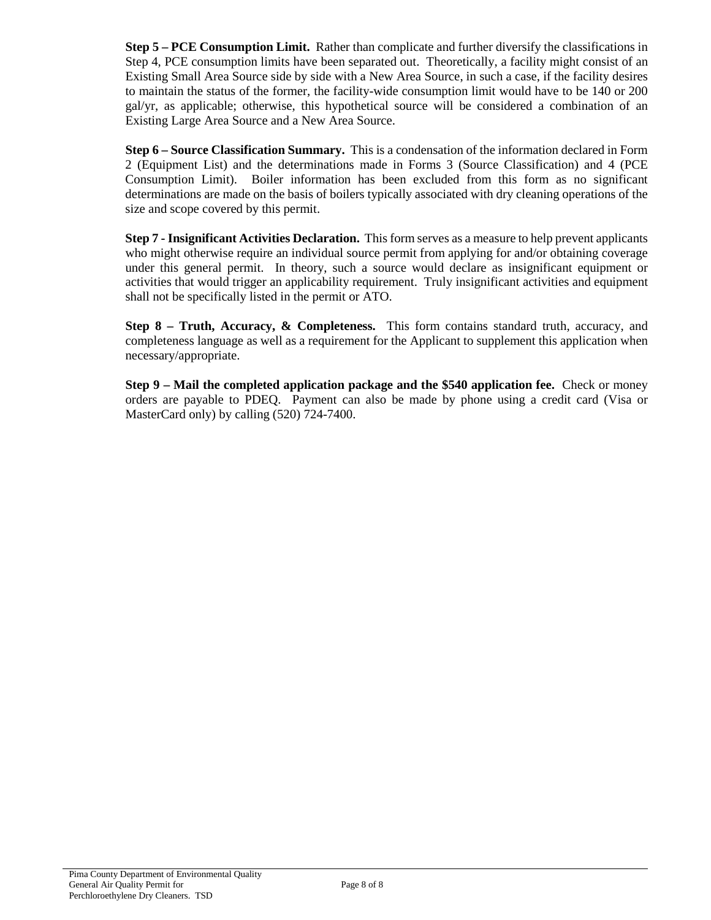**Step 5 – PCE Consumption Limit.** Rather than complicate and further diversify the classifications in Step 4, PCE consumption limits have been separated out. Theoretically, a facility might consist of an Existing Small Area Source side by side with a New Area Source, in such a case, if the facility desires to maintain the status of the former, the facility-wide consumption limit would have to be 140 or 200 gal/yr, as applicable; otherwise, this hypothetical source will be considered a combination of an Existing Large Area Source and a New Area Source.

**Step 6 – Source Classification Summary.** This is a condensation of the information declared in Form 2 (Equipment List) and the determinations made in Forms 3 (Source Classification) and 4 (PCE Consumption Limit). Boiler information has been excluded from this form as no significant determinations are made on the basis of boilers typically associated with dry cleaning operations of the size and scope covered by this permit.

**Step 7 - Insignificant Activities Declaration.** This form serves as a measure to help prevent applicants who might otherwise require an individual source permit from applying for and/or obtaining coverage under this general permit. In theory, such a source would declare as insignificant equipment or activities that would trigger an applicability requirement. Truly insignificant activities and equipment shall not be specifically listed in the permit or ATO.

**Step 8 – Truth, Accuracy, & Completeness.** This form contains standard truth, accuracy, and completeness language as well as a requirement for the Applicant to supplement this application when necessary/appropriate.

**Step 9 – Mail the completed application package and the $540 application fee.** Check or money orders are payable to PDEQ. Payment can also be made by phone using a credit card (Visa or MasterCard only) by calling (520) 724-7400.